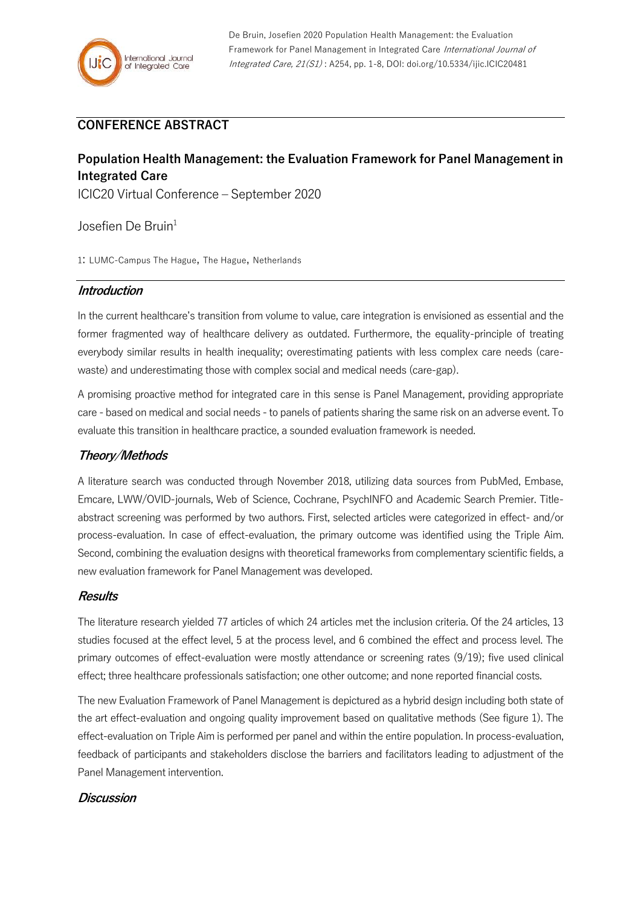De Bruin, Josefien 2020 Population Health Management: the Evaluation Framework for Panel Management in Integrated Care *International Journal of Integrated Care, 21(S1)* : A254, pp. 1-8, DOI: doi.org/10.5334/ijic.ICIC20481

## CONFERENCE ABSTRACT

# Population Health Management: the Evaluation Framework for Panel Management in Integrated Care

ICIC20 Virtual Conference – September 2020

Josefien De Bruin[1]

1: LUMC-Campus The Hague, The Hague, Netherlands

## *Introduction*

In the current healthcare's transition from volume to value, care integration is envisioned as essential and the former fragmented way of healthcare delivery as outdated. Furthermore, the equality-principle of treating everybody similar results in health inequality; overestimating patients with less complex care needs (care-waste) and underestimating those with complex social and medical needs (care-gap).

A promising proactive method for integrated care in this sense is Panel Management, providing appropriate care - based on medical and social needs - to panels of patients sharing the same risk on an adverse event. To evaluate this transition in healthcare practice, a sounded evaluation framework is needed.

## *Theory/Methods*

A literature search was conducted through November 2018, utilizing data sources from PubMed, Embase, Emcare, LWW/OVID-journals, Web of Science, Cochrane, PsychINFO and Academic Search Premier. Title-abstract screening was performed by two authors. First, selected articles were categorized in effect- and/or process-evaluation. In case of effect-evaluation, the primary outcome was identified using the Triple Aim. Second, combining the evaluation designs with theoretical frameworks from complementary scientific fields, a new evaluation framework for Panel Management was developed.

## *Results*

The literature research yielded 77 articles of which 24 articles met the inclusion criteria. Of the 24 articles, 13 studies focused at the effect level, 5 at the process level, and 6 combined the effect and process level. The primary outcomes of effect-evaluation were mostly attendance or screening rates (9/19); five used clinical effect; three healthcare professionals satisfaction; one other outcome; and none reported financial costs.

The new Evaluation Framework of Panel Management is depictured as a hybrid design including both state of the art effect-evaluation and ongoing quality improvement based on qualitative methods (See figure 1). The effect-evaluation on Triple Aim is performed per panel and within the entire population. In process-evaluation, feedback of participants and stakeholders disclose the barriers and facilitators leading to adjustment of the Panel Management intervention.

## *Discussion*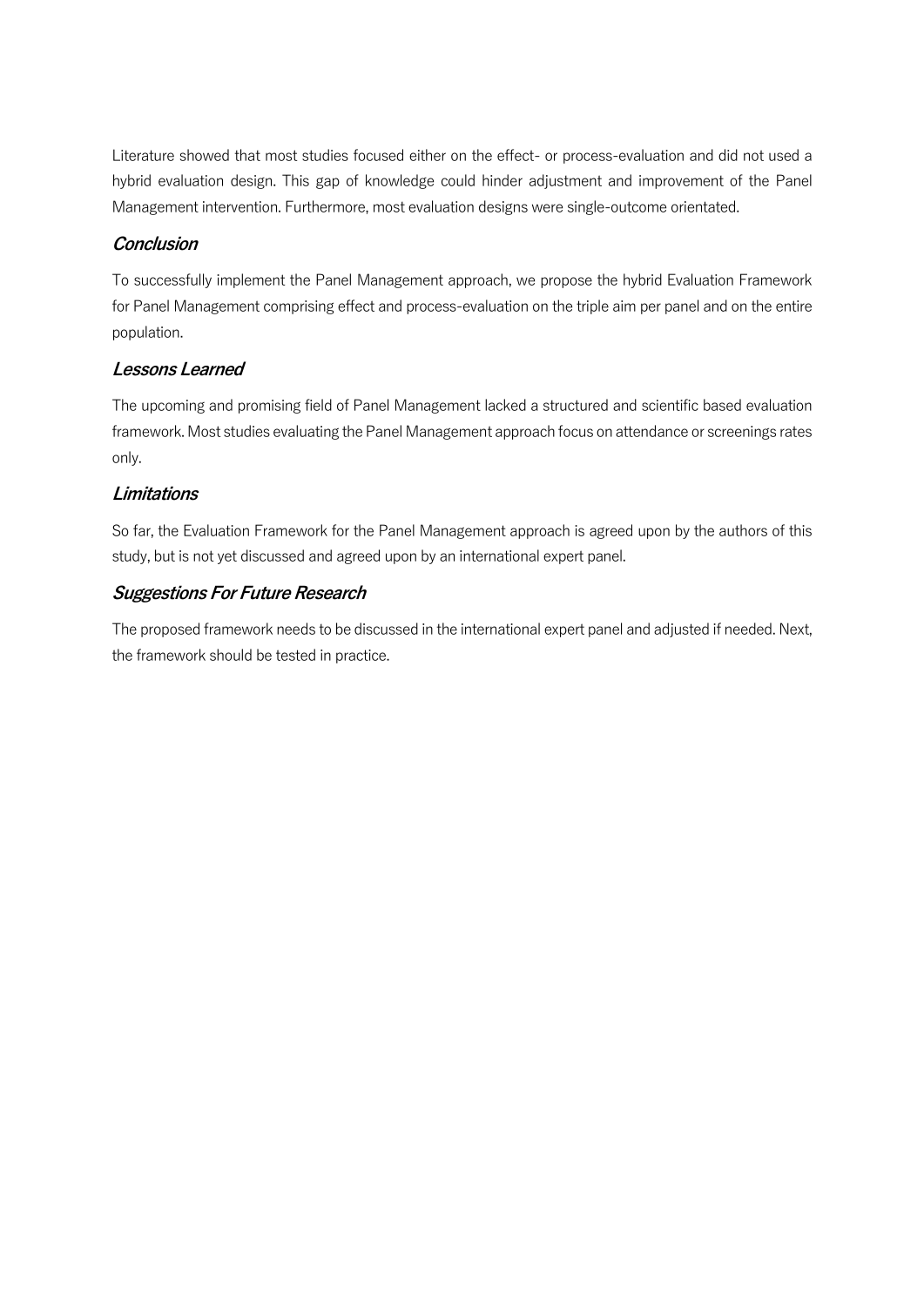Literature showed that most studies focused either on the effect- or process-evaluation and did not used a hybrid evaluation design. This gap of knowledge could hinder adjustment and improvement of the Panel Management intervention. Furthermore, most evaluation designs were single-outcome orientated.

### *Conclusion*

To successfully implement the Panel Management approach, we propose the hybrid Evaluation Framework for Panel Management comprising effect and process-evaluation on the triple aim per panel and on the entire population.

### *Lessons Learned*

The upcoming and promising field of Panel Management lacked a structured and scientific based evaluation framework. Most studies evaluating the Panel Management approach focus on attendance or screenings rates only.

### *Limitations*

So far, the Evaluation Framework for the Panel Management approach is agreed upon by the authors of this study, but is not yet discussed and agreed upon by an international expert panel.

### *Suggestions For Future Research*

The proposed framework needs to be discussed in the international expert panel and adjusted if needed. Next, the framework should be tested in practice.